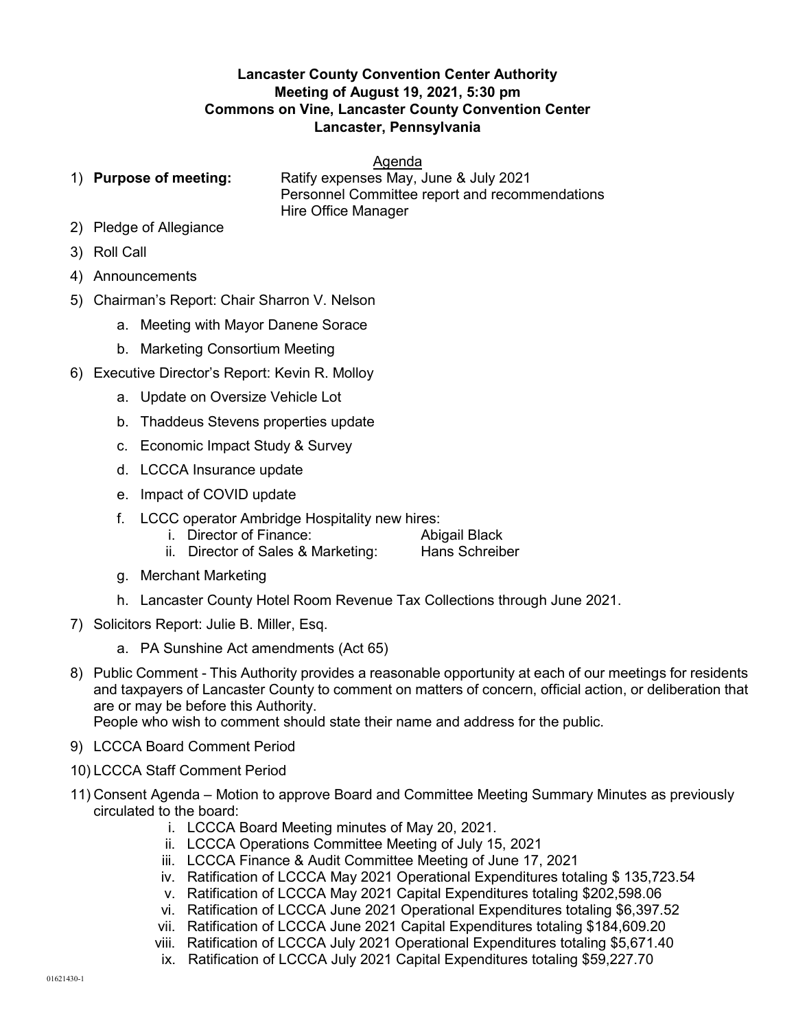# Lancaster County Convention Center Authority
## Meeting of August 19, 2021, 5:30 pm
## Commons on Vine, Lancaster County Convention Center
## Lancaster, Pennsylvania

Agenda

1) **Purpose of meeting:** Ratify expenses May, June & July 2021
   Personnel Committee report and recommendations
   Hire Office Manager
2) Pledge of Allegiance
3) Roll Call
4) Announcements
5) Chairman's Report: Chair Sharron V. Nelson
   a. Meeting with Mayor Danene Sorace
   b. Marketing Consortium Meeting
6) Executive Director's Report: Kevin R. Molloy
   a. Update on Oversize Vehicle Lot
   b. Thaddeus Stevens properties update
   c. Economic Impact Study & Survey
   d. LCCCA Insurance update
   e. Impact of COVID update
   f. LCCC operator Ambridge Hospitality new hires:
      i. Director of Finance: Abigail Black
      ii. Director of Sales & Marketing: Hans Schreiber
   g. Merchant Marketing
   h. Lancaster County Hotel Room Revenue Tax Collections through June 2021.
7) Solicitors Report: Julie B. Miller, Esq.
   a. PA Sunshine Act amendments (Act 65)
8) Public Comment - This Authority provides a reasonable opportunity at each of our meetings for residents and taxpayers of Lancaster County to comment on matters of concern, official action, or deliberation that are or may be before this Authority.
   People who wish to comment should state their name and address for the public.
9) LCCCA Board Comment Period
10) LCCCA Staff Comment Period
11) Consent Agenda – Motion to approve Board and Committee Meeting Summary Minutes as previously circulated to the board:
    i. LCCCA Board Meeting minutes of May 20, 2021.
    ii. LCCCA Operations Committee Meeting of July 15, 2021
    iii. LCCCA Finance & Audit Committee Meeting of June 17, 2021
    iv. Ratification of LCCCA May 2021 Operational Expenditures totaling $ 135,723.54
    v. Ratification of LCCCA May 2021 Capital Expenditures totaling $202,598.06
    vi. Ratification of LCCCA June 2021 Operational Expenditures totaling $6,397.52
    vii. Ratification of LCCCA June 2021 Capital Expenditures totaling $184,609.20
    viii. Ratification of LCCCA July 2021 Operational Expenditures totaling $5,671.40
    ix. Ratification of LCCCA July 2021 Capital Expenditures totaling $59,227.70

01621430-1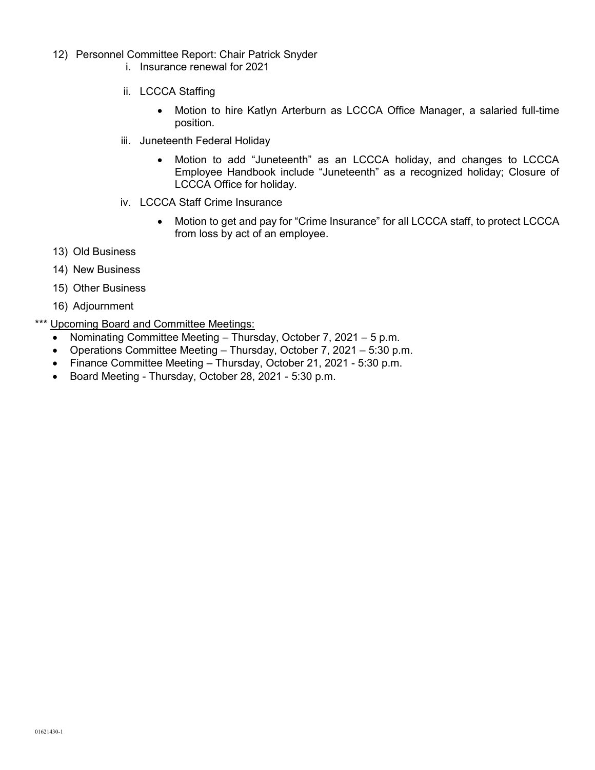12) Personnel Committee Report: Chair Patrick Snyder

    i. Insurance renewal for 2021

    ii. LCCCA Staffing

    - Motion to hire Katlyn Arterburn as LCCCA Office Manager, a salaried full-time position.

    iii. Juneteenth Federal Holiday

    - Motion to add "Juneteenth" as an LCCCA holiday, and changes to LCCCA Employee Handbook include "Juneteenth" as a recognized holiday; Closure of LCCCA Office for holiday.

    iv. LCCCA Staff Crime Insurance

    - Motion to get and pay for "Crime Insurance" for all LCCCA staff, to protect LCCCA from loss by act of an employee.

13) Old Business

14) New Business

15) Other Business

16) Adjournment

*** Upcoming Board and Committee Meetings:

- Nominating Committee Meeting – Thursday, October 7, 2021 – 5 p.m.
- Operations Committee Meeting – Thursday, October 7, 2021 – 5:30 p.m.
- Finance Committee Meeting – Thursday, October 21, 2021 - 5:30 p.m.
- Board Meeting - Thursday, October 28, 2021 - 5:30 p.m.

01621430-1